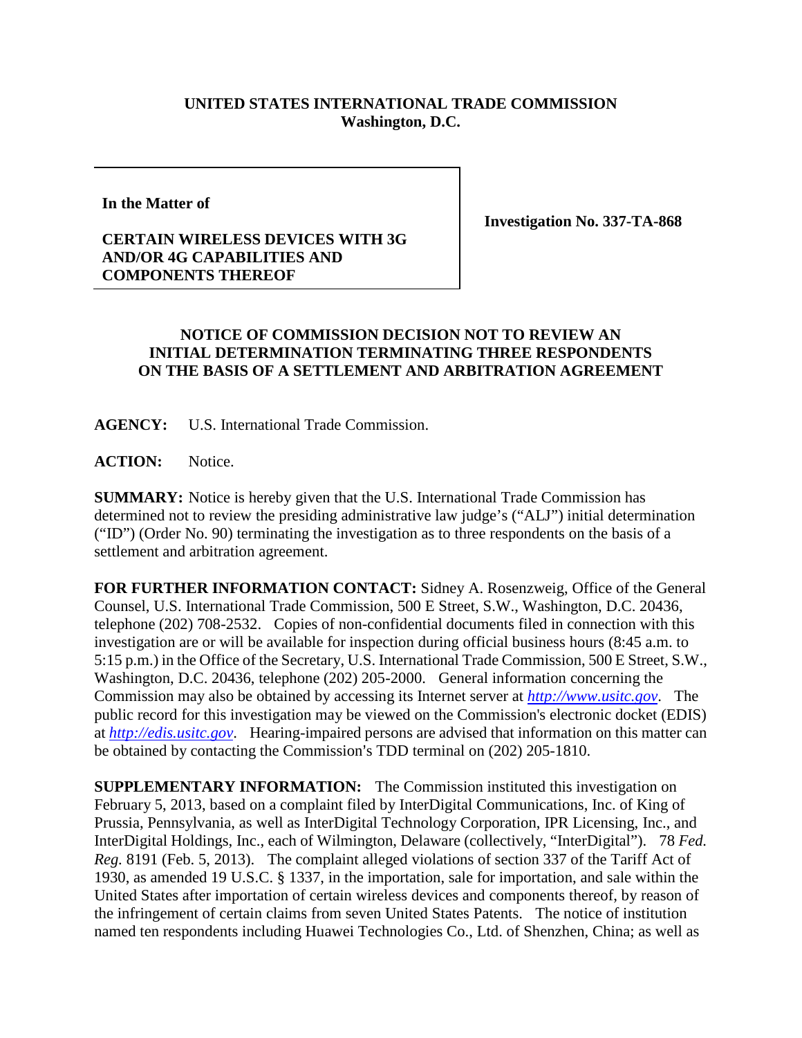**UNITED STATES INTERNATIONAL TRADE COMMISSION**
**Washington, D.C.**

| **In the Matter of**<br><br>**CERTAIN WIRELESS DEVICES WITH 3G AND/OR 4G CAPABILITIES AND COMPONENTS THEREOF** | **Investigation No. 337-TA-868** |
|---|---|

**NOTICE OF COMMISSION DECISION NOT TO REVIEW AN INITIAL DETERMINATION TERMINATING THREE RESPONDENTS ON THE BASIS OF A SETTLEMENT AND ARBITRATION AGREEMENT**

**AGENCY:** U.S. International Trade Commission.

**ACTION:** Notice.

**SUMMARY:** Notice is hereby given that the U.S. International Trade Commission has determined not to review the presiding administrative law judge's ("ALJ") initial determination ("ID") (Order No. 90) terminating the investigation as to three respondents on the basis of a settlement and arbitration agreement.

**FOR FURTHER INFORMATION CONTACT:** Sidney A. Rosenzweig, Office of the General Counsel, U.S. International Trade Commission, 500 E Street, S.W., Washington, D.C. 20436, telephone (202) 708-2532. Copies of non-confidential documents filed in connection with this investigation are or will be available for inspection during official business hours (8:45 a.m. to 5:15 p.m.) in the Office of the Secretary, U.S. International Trade Commission, 500 E Street, S.W., Washington, D.C. 20436, telephone (202) 205-2000. General information concerning the Commission may also be obtained by accessing its Internet server at *http://www.usitc.gov*. The public record for this investigation may be viewed on the Commission's electronic docket (EDIS) at *http://edis.usitc.gov*. Hearing-impaired persons are advised that information on this matter can be obtained by contacting the Commission's TDD terminal on (202) 205-1810.

**SUPPLEMENTARY INFORMATION:** The Commission instituted this investigation on February 5, 2013, based on a complaint filed by InterDigital Communications, Inc. of King of Prussia, Pennsylvania, as well as InterDigital Technology Corporation, IPR Licensing, Inc., and InterDigital Holdings, Inc., each of Wilmington, Delaware (collectively, "InterDigital"). 78 *Fed. Reg.* 8191 (Feb. 5, 2013). The complaint alleged violations of section 337 of the Tariff Act of 1930, as amended 19 U.S.C. § 1337, in the importation, sale for importation, and sale within the United States after importation of certain wireless devices and components thereof, by reason of the infringement of certain claims from seven United States Patents. The notice of institution named ten respondents including Huawei Technologies Co., Ltd. of Shenzhen, China; as well as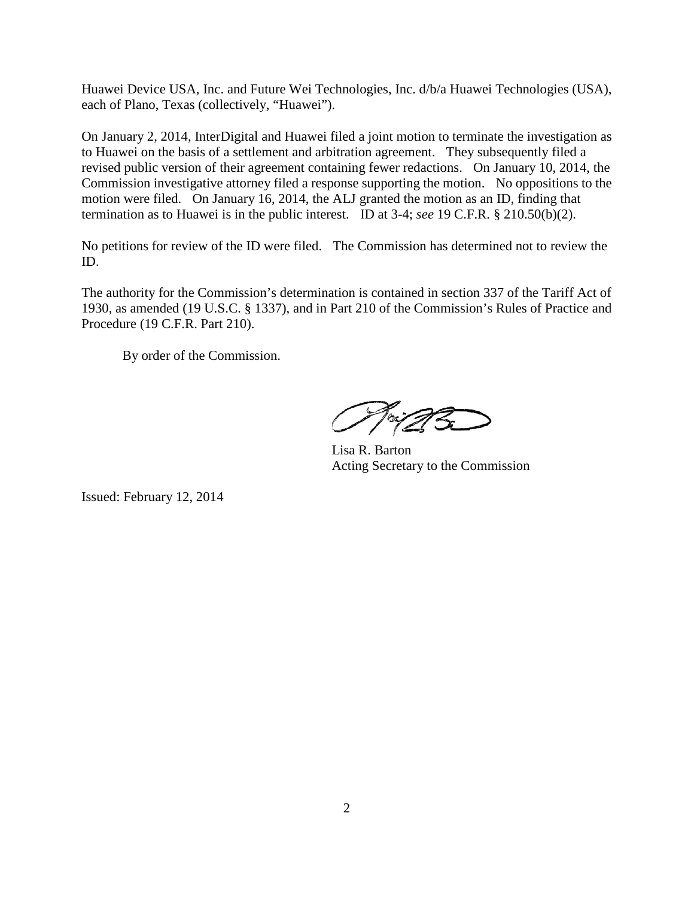Huawei Device USA, Inc. and Future Wei Technologies, Inc. d/b/a Huawei Technologies (USA), each of Plano, Texas (collectively, "Huawei").

On January 2, 2014, InterDigital and Huawei filed a joint motion to terminate the investigation as to Huawei on the basis of a settlement and arbitration agreement. They subsequently filed a revised public version of their agreement containing fewer redactions. On January 10, 2014, the Commission investigative attorney filed a response supporting the motion. No oppositions to the motion were filed. On January 16, 2014, the ALJ granted the motion as an ID, finding that termination as to Huawei is in the public interest. ID at 3-4; *see* 19 C.F.R. § 210.50(b)(2).

No petitions for review of the ID were filed. The Commission has determined not to review the ID.

The authority for the Commission's determination is contained in section 337 of the Tariff Act of 1930, as amended (19 U.S.C. § 1337), and in Part 210 of the Commission's Rules of Practice and Procedure (19 C.F.R. Part 210).

By order of the Commission.

Lisa R. Barton
Acting Secretary to the Commission

Issued: February 12, 2014